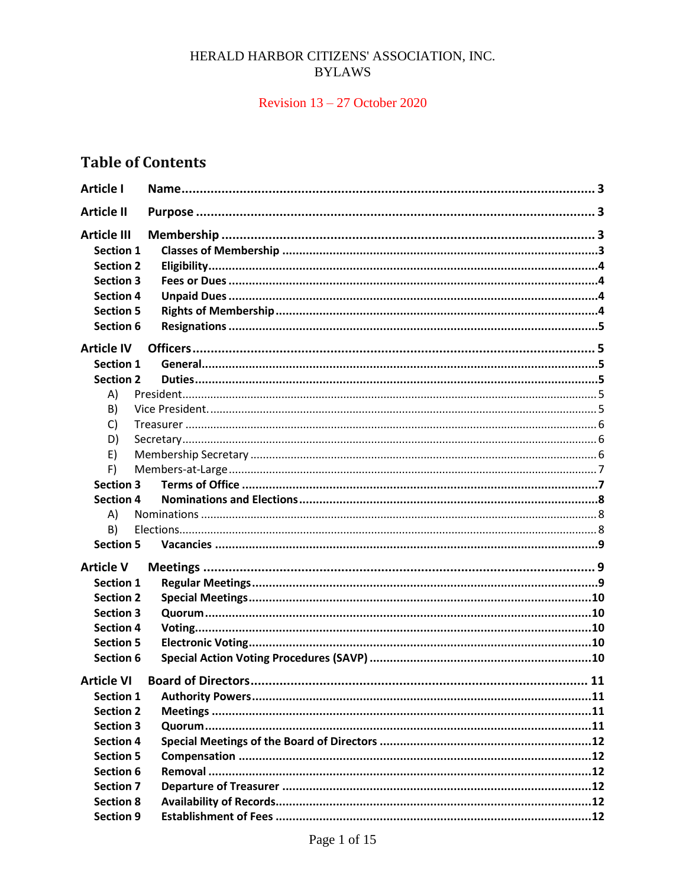# HERALD HARBOR CITIZENS' ASSOCIATION, INC.
# BYLAWS

Revision 13 – 27 October 2020

## Table of Contents

**Article I Name** ..... 3

**Article II Purpose** ..... 3

**Article III Membership** ..... 3
- **Section 1 Classes of Membership** ..... 3
- **Section 2 Eligibility** ..... 4
- **Section 3 Fees or Dues** ..... 4
- **Section 4 Unpaid Dues** ..... 4
- **Section 5 Rights of Membership** ..... 4
- **Section 6 Resignations** ..... 5

**Article IV Officers** ..... 5
- **Section 1 General** ..... 5
- **Section 2 Duties** ..... 5
  - A) President ..... 5
  - B) Vice President. ..... 5
  - C) Treasurer ..... 6
  - D) Secretary ..... 6
  - E) Membership Secretary ..... 6
  - F) Members-at-Large ..... 7
- **Section 3 Terms of Office** ..... 7
- **Section 4 Nominations and Elections** ..... 8
  - A) Nominations ..... 8
  - B) Elections ..... 8
- **Section 5 Vacancies** ..... 9

**Article V Meetings** ..... 9
- **Section 1 Regular Meetings** ..... 9
- **Section 2 Special Meetings** ..... 10
- **Section 3 Quorum** ..... 10
- **Section 4 Voting** ..... 10
- **Section 5 Electronic Voting** ..... 10
- **Section 6 Special Action Voting Procedures (SAVP)** ..... 10

**Article VI Board of Directors** ..... 11
- **Section 1 Authority Powers** ..... 11
- **Section 2 Meetings** ..... 11
- **Section 3 Quorum** ..... 11
- **Section 4 Special Meetings of the Board of Directors** ..... 12
- **Section 5 Compensation** ..... 12
- **Section 6 Removal** ..... 12
- **Section 7 Departure of Treasurer** ..... 12
- **Section 8 Availability of Records** ..... 12
- **Section 9 Establishment of Fees** ..... 12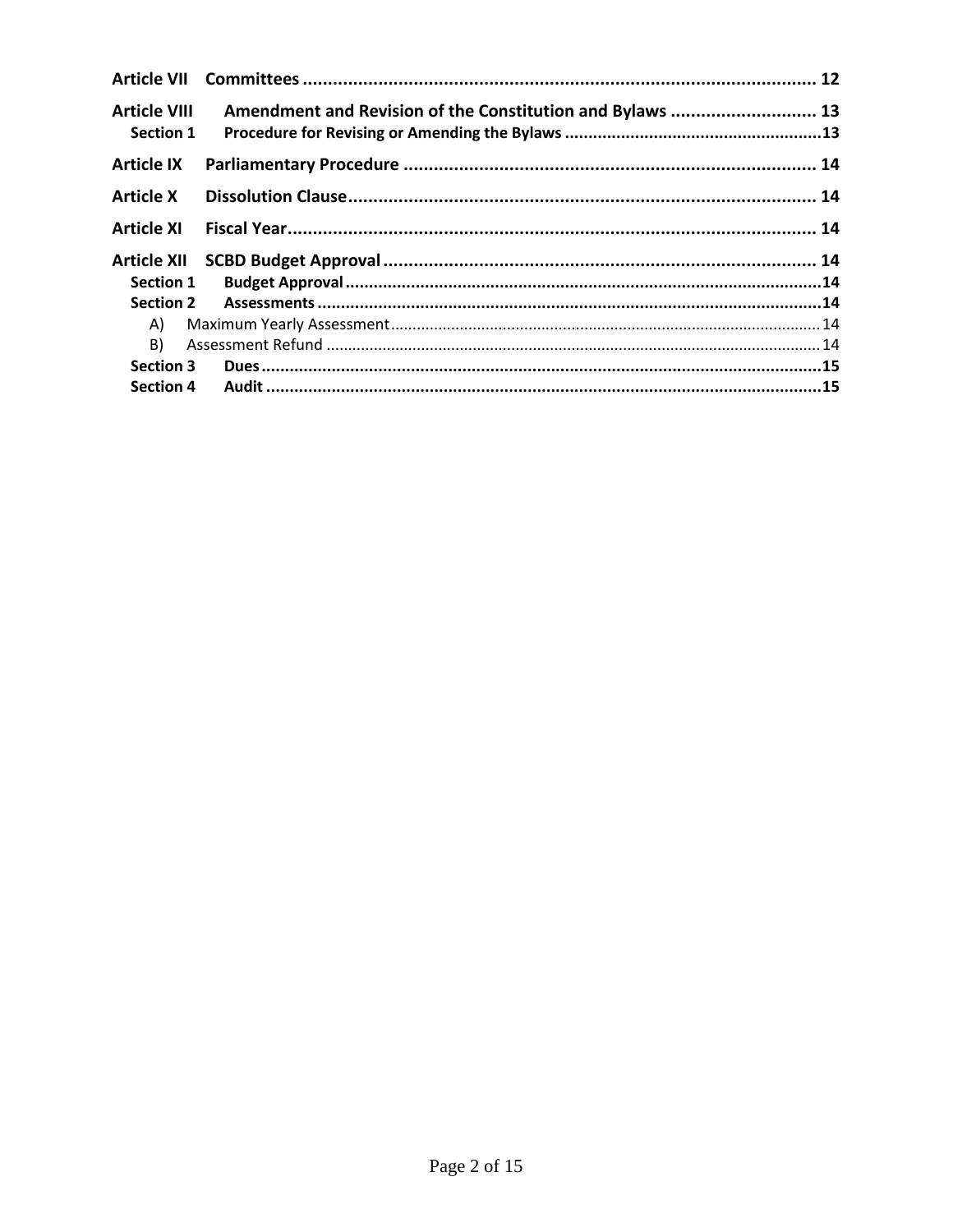**Article VII Committees ........................................................................................................ 12**

**Article VIII Amendment and Revision of the Constitution and Bylaws ............................ 13**

- **Section 1 Procedure for Revising or Amending the Bylaws ........................................................13**

**Article IX Parliamentary Procedure ................................................................................. 14**

**Article X Dissolution Clause.............................................................................................. 14**

**Article XI Fiscal Year.......................................................................................................... 14**

**Article XII SCBD Budget Approval ..................................................................................... 14**

- **Section 1 Budget Approval.....................................................................................................14**
- **Section 2 Assessments ..........................................................................................................14**
  - A) Maximum Yearly Assessment................................................................................................. 14
  - B) Assessment Refund .............................................................................................................. 14
- **Section 3 Dues.......................................................................................................................15**
- **Section 4 Audit .......................................................................................................................15**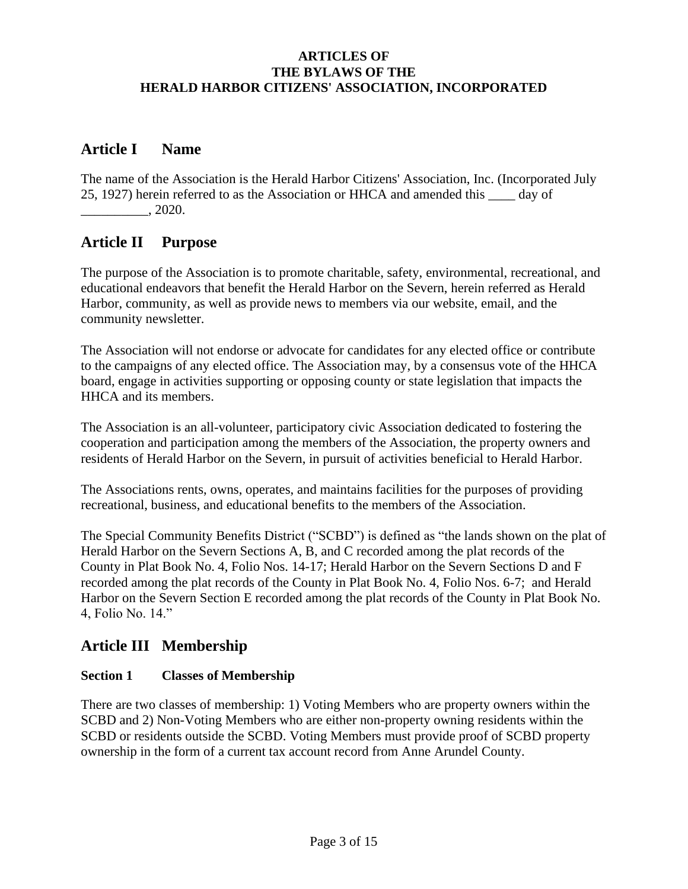**ARTICLES OF**
**THE BYLAWS OF THE**
**HERALD HARBOR CITIZENS' ASSOCIATION, INCORPORATED**

## Article I Name

The name of the Association is the Herald Harbor Citizens' Association, Inc. (Incorporated July 25, 1927) herein referred to as the Association or HHCA and amended this ____ day of __________, 2020.

## Article II Purpose

The purpose of the Association is to promote charitable, safety, environmental, recreational, and educational endeavors that benefit the Herald Harbor on the Severn, herein referred as Herald Harbor, community, as well as provide news to members via our website, email, and the community newsletter.

The Association will not endorse or advocate for candidates for any elected office or contribute to the campaigns of any elected office. The Association may, by a consensus vote of the HHCA board, engage in activities supporting or opposing county or state legislation that impacts the HHCA and its members.

The Association is an all-volunteer, participatory civic Association dedicated to fostering the cooperation and participation among the members of the Association, the property owners and residents of Herald Harbor on the Severn, in pursuit of activities beneficial to Herald Harbor.

The Associations rents, owns, operates, and maintains facilities for the purposes of providing recreational, business, and educational benefits to the members of the Association.

The Special Community Benefits District ("SCBD") is defined as "the lands shown on the plat of Herald Harbor on the Severn Sections A, B, and C recorded among the plat records of the County in Plat Book No. 4, Folio Nos. 14-17; Herald Harbor on the Severn Sections D and F recorded among the plat records of the County in Plat Book No. 4, Folio Nos. 6-7; and Herald Harbor on the Severn Section E recorded among the plat records of the County in Plat Book No. 4, Folio No. 14."

## Article III Membership

### Section 1 Classes of Membership

There are two classes of membership: 1) Voting Members who are property owners within the SCBD and 2) Non-Voting Members who are either non-property owning residents within the SCBD or residents outside the SCBD. Voting Members must provide proof of SCBD property ownership in the form of a current tax account record from Anne Arundel County.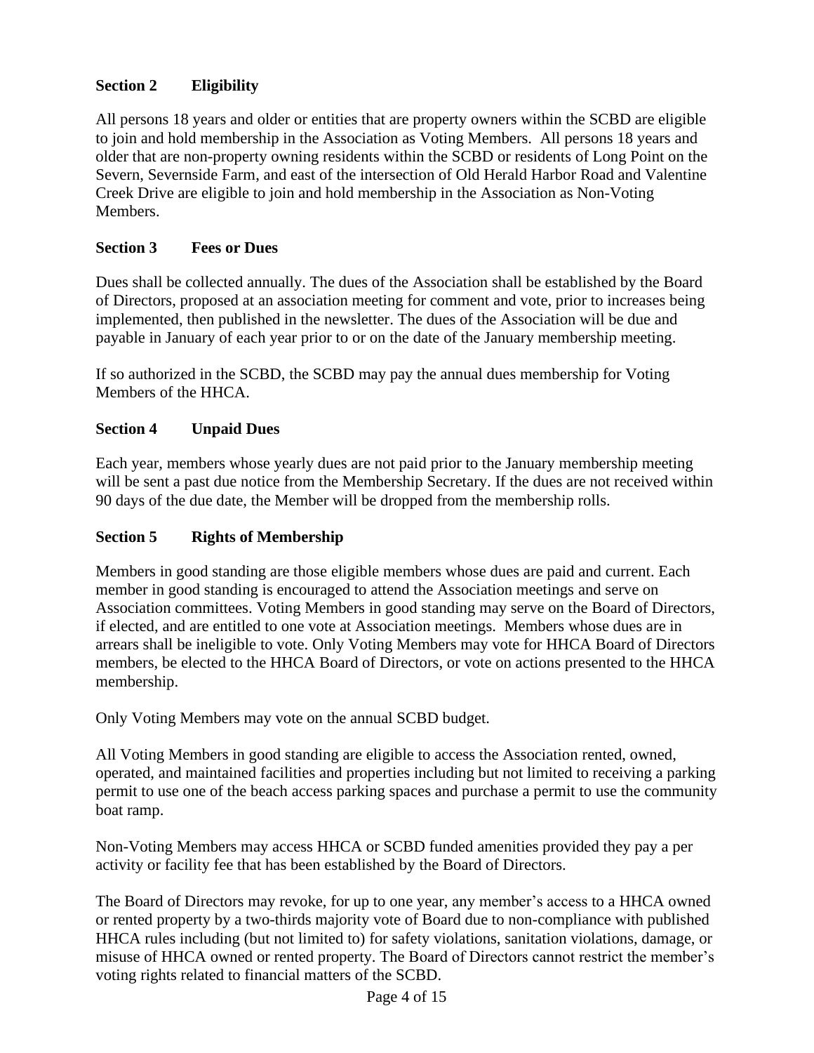### Section 2 Eligibility

All persons 18 years and older or entities that are property owners within the SCBD are eligible to join and hold membership in the Association as Voting Members. All persons 18 years and older that are non-property owning residents within the SCBD or residents of Long Point on the Severn, Severnside Farm, and east of the intersection of Old Herald Harbor Road and Valentine Creek Drive are eligible to join and hold membership in the Association as Non-Voting Members.

### Section 3 Fees or Dues

Dues shall be collected annually. The dues of the Association shall be established by the Board of Directors, proposed at an association meeting for comment and vote, prior to increases being implemented, then published in the newsletter. The dues of the Association will be due and payable in January of each year prior to or on the date of the January membership meeting.

If so authorized in the SCBD, the SCBD may pay the annual dues membership for Voting Members of the HHCA.

### Section 4 Unpaid Dues

Each year, members whose yearly dues are not paid prior to the January membership meeting will be sent a past due notice from the Membership Secretary. If the dues are not received within 90 days of the due date, the Member will be dropped from the membership rolls.

### Section 5 Rights of Membership

Members in good standing are those eligible members whose dues are paid and current. Each member in good standing is encouraged to attend the Association meetings and serve on Association committees. Voting Members in good standing may serve on the Board of Directors, if elected, and are entitled to one vote at Association meetings. Members whose dues are in arrears shall be ineligible to vote. Only Voting Members may vote for HHCA Board of Directors members, be elected to the HHCA Board of Directors, or vote on actions presented to the HHCA membership.

Only Voting Members may vote on the annual SCBD budget.

All Voting Members in good standing are eligible to access the Association rented, owned, operated, and maintained facilities and properties including but not limited to receiving a parking permit to use one of the beach access parking spaces and purchase a permit to use the community boat ramp.

Non-Voting Members may access HHCA or SCBD funded amenities provided they pay a per activity or facility fee that has been established by the Board of Directors.

The Board of Directors may revoke, for up to one year, any member's access to a HHCA owned or rented property by a two-thirds majority vote of Board due to non-compliance with published HHCA rules including (but not limited to) for safety violations, sanitation violations, damage, or misuse of HHCA owned or rented property. The Board of Directors cannot restrict the member's voting rights related to financial matters of the SCBD.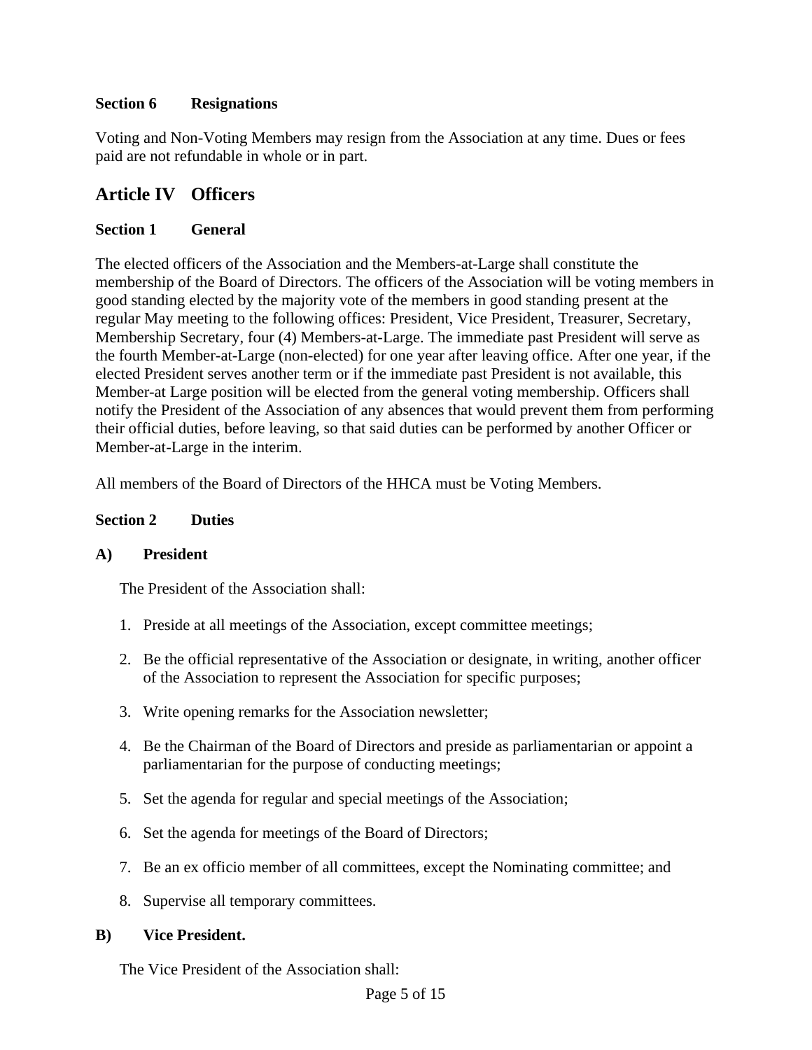### Section 6 Resignations

Voting and Non-Voting Members may resign from the Association at any time. Dues or fees paid are not refundable in whole or in part.

## Article IV Officers

### Section 1 General

The elected officers of the Association and the Members-at-Large shall constitute the membership of the Board of Directors. The officers of the Association will be voting members in good standing elected by the majority vote of the members in good standing present at the regular May meeting to the following offices: President, Vice President, Treasurer, Secretary, Membership Secretary, four (4) Members-at-Large. The immediate past President will serve as the fourth Member-at-Large (non-elected) for one year after leaving office. After one year, if the elected President serves another term or if the immediate past President is not available, this Member-at Large position will be elected from the general voting membership. Officers shall notify the President of the Association of any absences that would prevent them from performing their official duties, before leaving, so that said duties can be performed by another Officer or Member-at-Large in the interim.

All members of the Board of Directors of the HHCA must be Voting Members.

### Section 2 Duties

**A) President**

The President of the Association shall:

1. Preside at all meetings of the Association, except committee meetings;
2. Be the official representative of the Association or designate, in writing, another officer of the Association to represent the Association for specific purposes;
3. Write opening remarks for the Association newsletter;
4. Be the Chairman of the Board of Directors and preside as parliamentarian or appoint a parliamentarian for the purpose of conducting meetings;
5. Set the agenda for regular and special meetings of the Association;
6. Set the agenda for meetings of the Board of Directors;
7. Be an ex officio member of all committees, except the Nominating committee; and
8. Supervise all temporary committees.

**B) Vice President.**

The Vice President of the Association shall: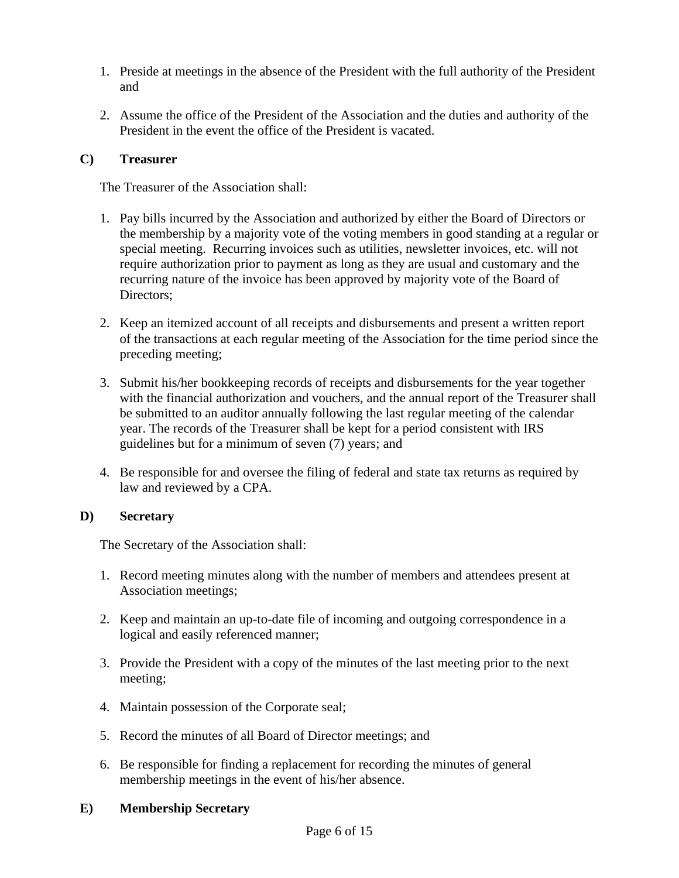1. Preside at meetings in the absence of the President with the full authority of the President and

2. Assume the office of the President of the Association and the duties and authority of the President in the event the office of the President is vacated.

**C) Treasurer**

The Treasurer of the Association shall:

1. Pay bills incurred by the Association and authorized by either the Board of Directors or the membership by a majority vote of the voting members in good standing at a regular or special meeting. Recurring invoices such as utilities, newsletter invoices, etc. will not require authorization prior to payment as long as they are usual and customary and the recurring nature of the invoice has been approved by majority vote of the Board of Directors;

2. Keep an itemized account of all receipts and disbursements and present a written report of the transactions at each regular meeting of the Association for the time period since the preceding meeting;

3. Submit his/her bookkeeping records of receipts and disbursements for the year together with the financial authorization and vouchers, and the annual report of the Treasurer shall be submitted to an auditor annually following the last regular meeting of the calendar year. The records of the Treasurer shall be kept for a period consistent with IRS guidelines but for a minimum of seven (7) years; and

4. Be responsible for and oversee the filing of federal and state tax returns as required by law and reviewed by a CPA.

**D) Secretary**

The Secretary of the Association shall:

1. Record meeting minutes along with the number of members and attendees present at Association meetings;

2. Keep and maintain an up-to-date file of incoming and outgoing correspondence in a logical and easily referenced manner;

3. Provide the President with a copy of the minutes of the last meeting prior to the next meeting;

4. Maintain possession of the Corporate seal;

5. Record the minutes of all Board of Director meetings; and

6. Be responsible for finding a replacement for recording the minutes of general membership meetings in the event of his/her absence.

**E) Membership Secretary**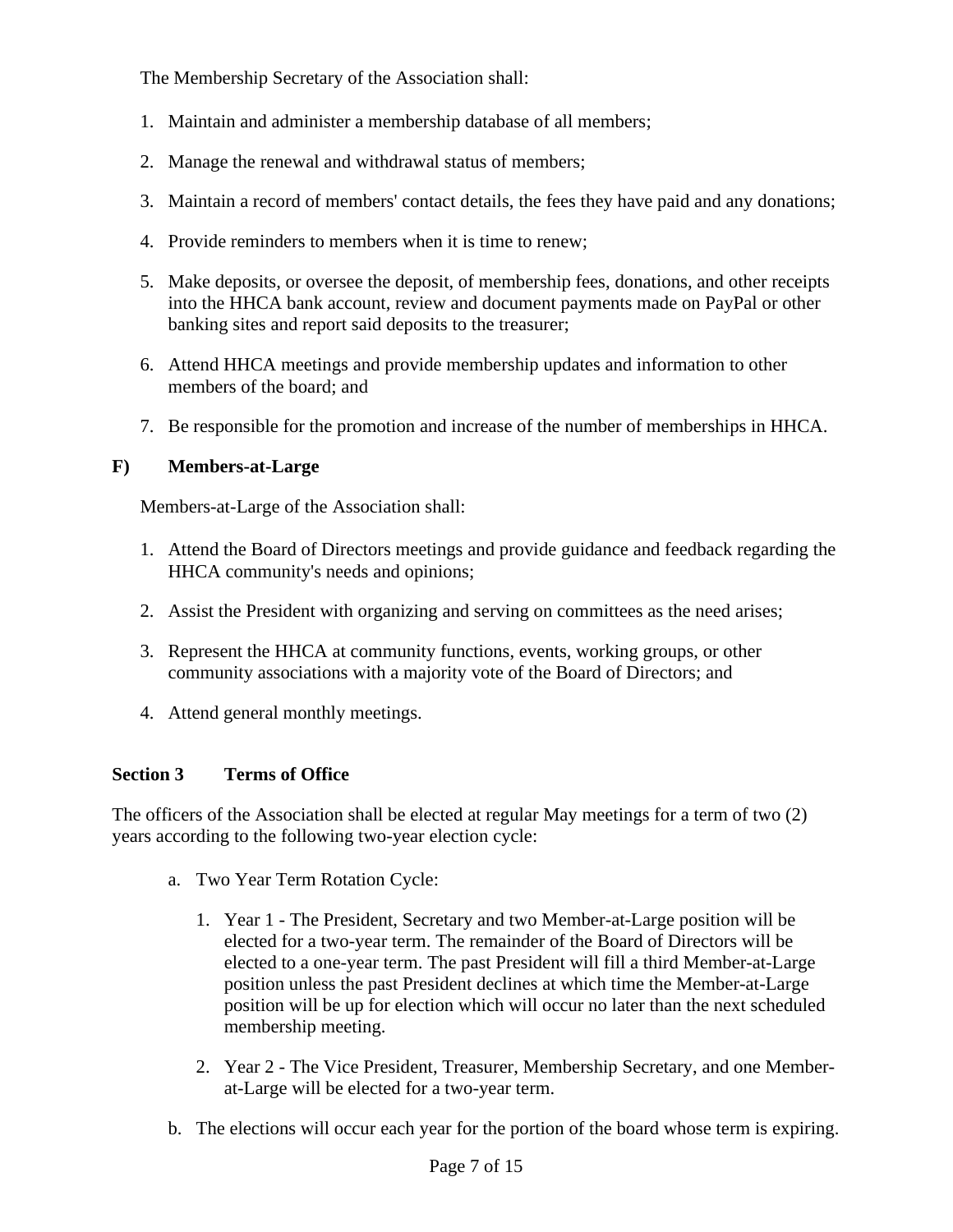The Membership Secretary of the Association shall:

1. Maintain and administer a membership database of all members;
2. Manage the renewal and withdrawal status of members;
3. Maintain a record of members' contact details, the fees they have paid and any donations;
4. Provide reminders to members when it is time to renew;
5. Make deposits, or oversee the deposit, of membership fees, donations, and other receipts into the HHCA bank account, review and document payments made on PayPal or other banking sites and report said deposits to the treasurer;
6. Attend HHCA meetings and provide membership updates and information to other members of the board; and
7. Be responsible for the promotion and increase of the number of memberships in HHCA.

**F) Members-at-Large**

Members-at-Large of the Association shall:

1. Attend the Board of Directors meetings and provide guidance and feedback regarding the HHCA community's needs and opinions;
2. Assist the President with organizing and serving on committees as the need arises;
3. Represent the HHCA at community functions, events, working groups, or other community associations with a majority vote of the Board of Directors; and
4. Attend general monthly meetings.

### Section 3 Terms of Office

The officers of the Association shall be elected at regular May meetings for a term of two (2) years according to the following two-year election cycle:

a. Two Year Term Rotation Cycle:

   1. Year 1 - The President, Secretary and two Member-at-Large position will be elected for a two-year term. The remainder of the Board of Directors will be elected to a one-year term. The past President will fill a third Member-at-Large position unless the past President declines at which time the Member-at-Large position will be up for election which will occur no later than the next scheduled membership meeting.
   2. Year 2 - The Vice President, Treasurer, Membership Secretary, and one Member-at-Large will be elected for a two-year term.

b. The elections will occur each year for the portion of the board whose term is expiring.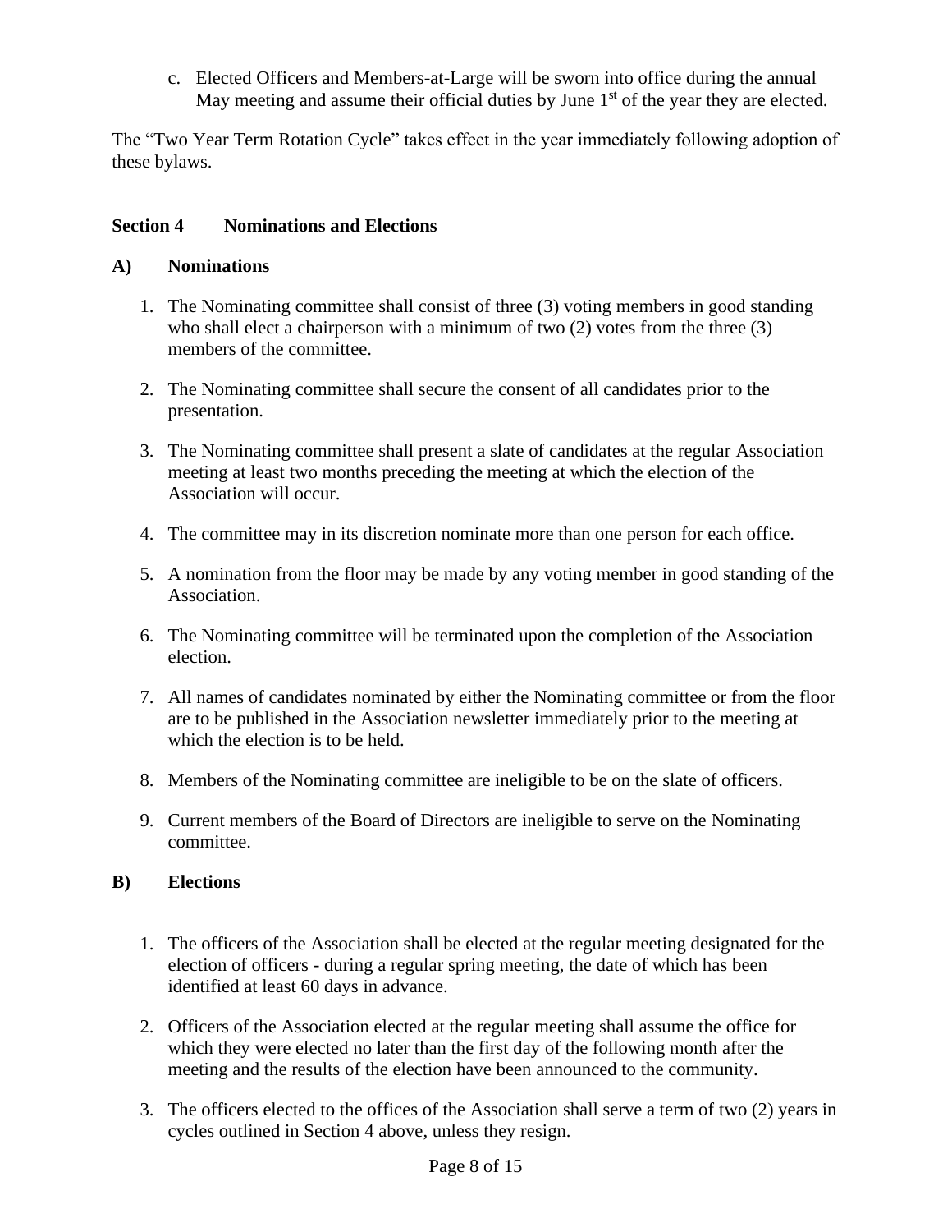c. Elected Officers and Members-at-Large will be sworn into office during the annual May meeting and assume their official duties by June 1st of the year they are elected.

The "Two Year Term Rotation Cycle" takes effect in the year immediately following adoption of these bylaws.

**Section 4 Nominations and Elections**

**A) Nominations**

1. The Nominating committee shall consist of three (3) voting members in good standing who shall elect a chairperson with a minimum of two (2) votes from the three (3) members of the committee.

2. The Nominating committee shall secure the consent of all candidates prior to the presentation.

3. The Nominating committee shall present a slate of candidates at the regular Association meeting at least two months preceding the meeting at which the election of the Association will occur.

4. The committee may in its discretion nominate more than one person for each office.

5. A nomination from the floor may be made by any voting member in good standing of the Association.

6. The Nominating committee will be terminated upon the completion of the Association election.

7. All names of candidates nominated by either the Nominating committee or from the floor are to be published in the Association newsletter immediately prior to the meeting at which the election is to be held.

8. Members of the Nominating committee are ineligible to be on the slate of officers.

9. Current members of the Board of Directors are ineligible to serve on the Nominating committee.

**B) Elections**

1. The officers of the Association shall be elected at the regular meeting designated for the election of officers - during a regular spring meeting, the date of which has been identified at least 60 days in advance.

2. Officers of the Association elected at the regular meeting shall assume the office for which they were elected no later than the first day of the following month after the meeting and the results of the election have been announced to the community.

3. The officers elected to the offices of the Association shall serve a term of two (2) years in cycles outlined in Section 4 above, unless they resign.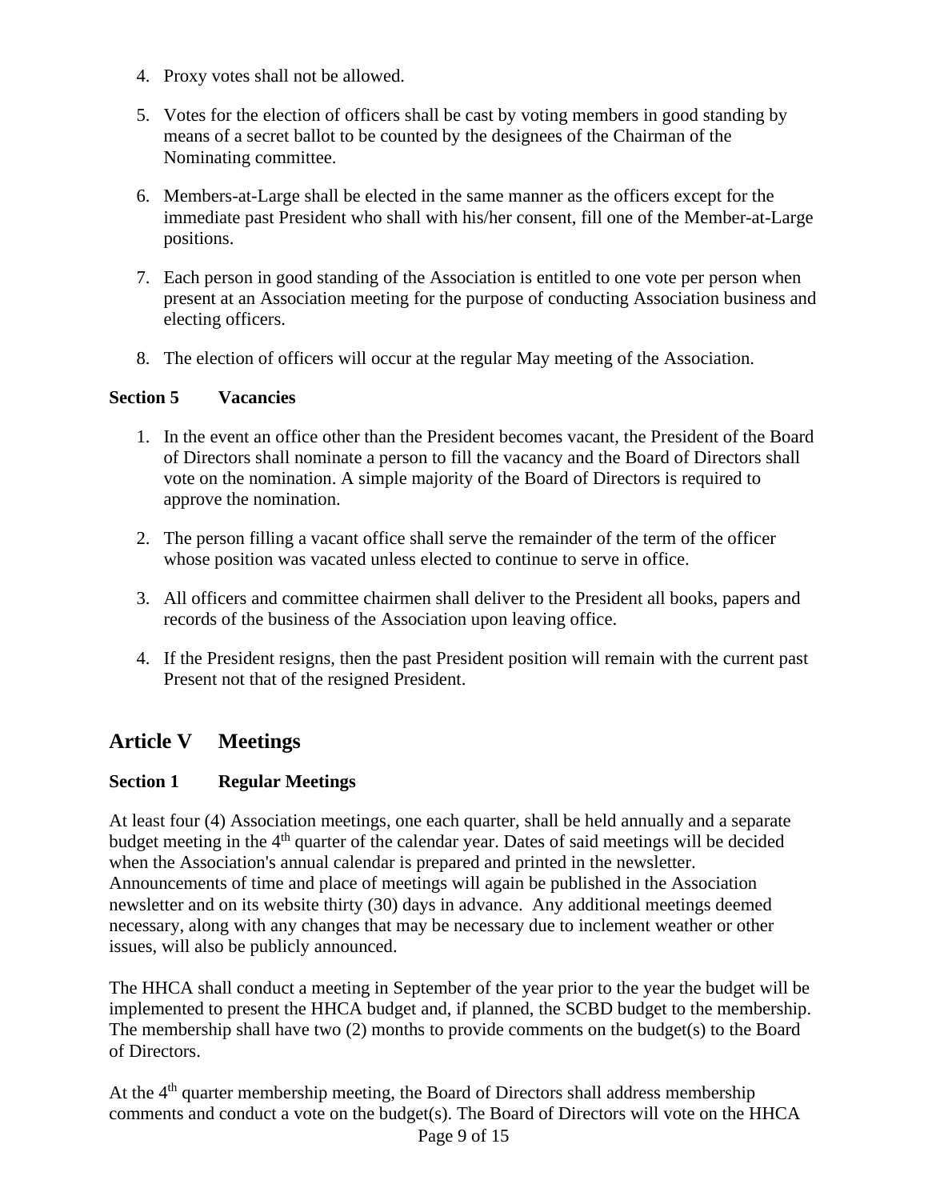4. Proxy votes shall not be allowed.

5. Votes for the election of officers shall be cast by voting members in good standing by means of a secret ballot to be counted by the designees of the Chairman of the Nominating committee.

6. Members-at-Large shall be elected in the same manner as the officers except for the immediate past President who shall with his/her consent, fill one of the Member-at-Large positions.

7. Each person in good standing of the Association is entitled to one vote per person when present at an Association meeting for the purpose of conducting Association business and electing officers.

8. The election of officers will occur at the regular May meeting of the Association.

**Section 5 Vacancies**

1. In the event an office other than the President becomes vacant, the President of the Board of Directors shall nominate a person to fill the vacancy and the Board of Directors shall vote on the nomination. A simple majority of the Board of Directors is required to approve the nomination.

2. The person filling a vacant office shall serve the remainder of the term of the officer whose position was vacated unless elected to continue to serve in office.

3. All officers and committee chairmen shall deliver to the President all books, papers and records of the business of the Association upon leaving office.

4. If the President resigns, then the past President position will remain with the current past Present not that of the resigned President.

## Article V Meetings

**Section 1 Regular Meetings**

At least four (4) Association meetings, one each quarter, shall be held annually and a separate budget meeting in the 4th quarter of the calendar year. Dates of said meetings will be decided when the Association's annual calendar is prepared and printed in the newsletter. Announcements of time and place of meetings will again be published in the Association newsletter and on its website thirty (30) days in advance. Any additional meetings deemed necessary, along with any changes that may be necessary due to inclement weather or other issues, will also be publicly announced.

The HHCA shall conduct a meeting in September of the year prior to the year the budget will be implemented to present the HHCA budget and, if planned, the SCBD budget to the membership. The membership shall have two (2) months to provide comments on the budget(s) to the Board of Directors.

At the 4th quarter membership meeting, the Board of Directors shall address membership comments and conduct a vote on the budget(s). The Board of Directors will vote on the HHCA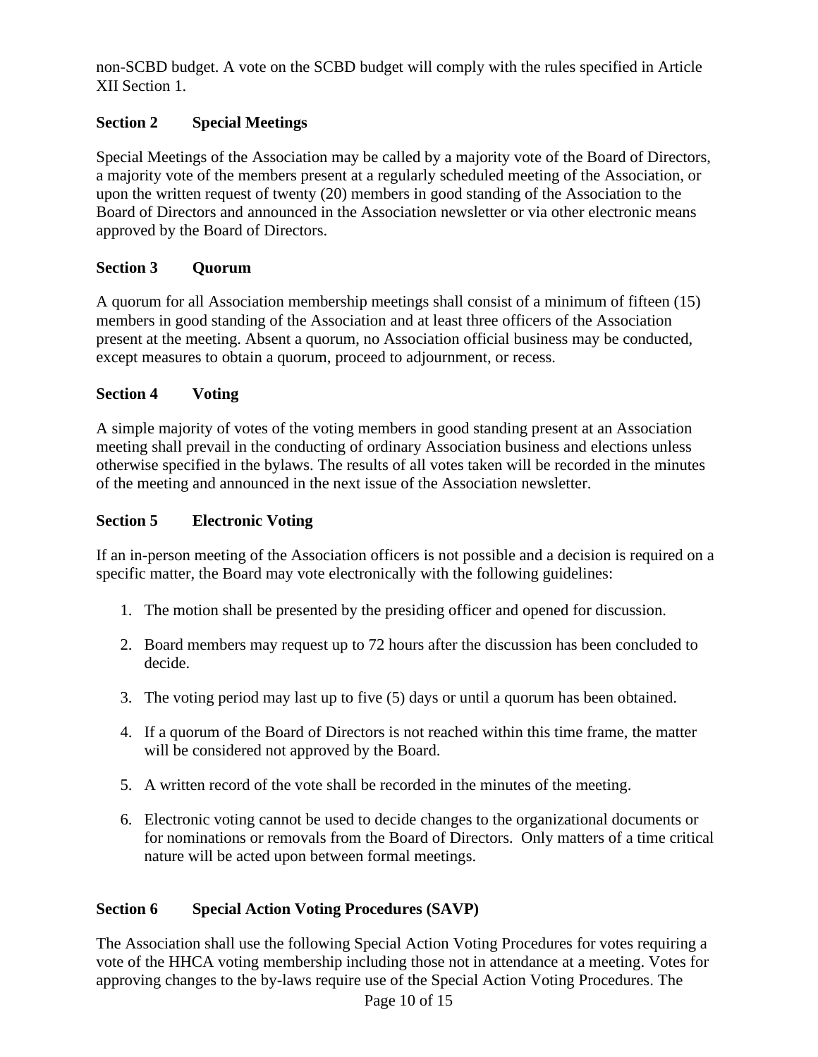non-SCBD budget. A vote on the SCBD budget will comply with the rules specified in Article XII Section 1.

**Section 2 Special Meetings**

Special Meetings of the Association may be called by a majority vote of the Board of Directors, a majority vote of the members present at a regularly scheduled meeting of the Association, or upon the written request of twenty (20) members in good standing of the Association to the Board of Directors and announced in the Association newsletter or via other electronic means approved by the Board of Directors.

**Section 3 Quorum**

A quorum for all Association membership meetings shall consist of a minimum of fifteen (15) members in good standing of the Association and at least three officers of the Association present at the meeting. Absent a quorum, no Association official business may be conducted, except measures to obtain a quorum, proceed to adjournment, or recess.

**Section 4 Voting**

A simple majority of votes of the voting members in good standing present at an Association meeting shall prevail in the conducting of ordinary Association business and elections unless otherwise specified in the bylaws. The results of all votes taken will be recorded in the minutes of the meeting and announced in the next issue of the Association newsletter.

**Section 5 Electronic Voting**

If an in-person meeting of the Association officers is not possible and a decision is required on a specific matter, the Board may vote electronically with the following guidelines:

1. The motion shall be presented by the presiding officer and opened for discussion.
2. Board members may request up to 72 hours after the discussion has been concluded to decide.
3. The voting period may last up to five (5) days or until a quorum has been obtained.
4. If a quorum of the Board of Directors is not reached within this time frame, the matter will be considered not approved by the Board.
5. A written record of the vote shall be recorded in the minutes of the meeting.
6. Electronic voting cannot be used to decide changes to the organizational documents or for nominations or removals from the Board of Directors. Only matters of a time critical nature will be acted upon between formal meetings.

**Section 6 Special Action Voting Procedures (SAVP)**

The Association shall use the following Special Action Voting Procedures for votes requiring a vote of the HHCA voting membership including those not in attendance at a meeting. Votes for approving changes to the by-laws require use of the Special Action Voting Procedures. The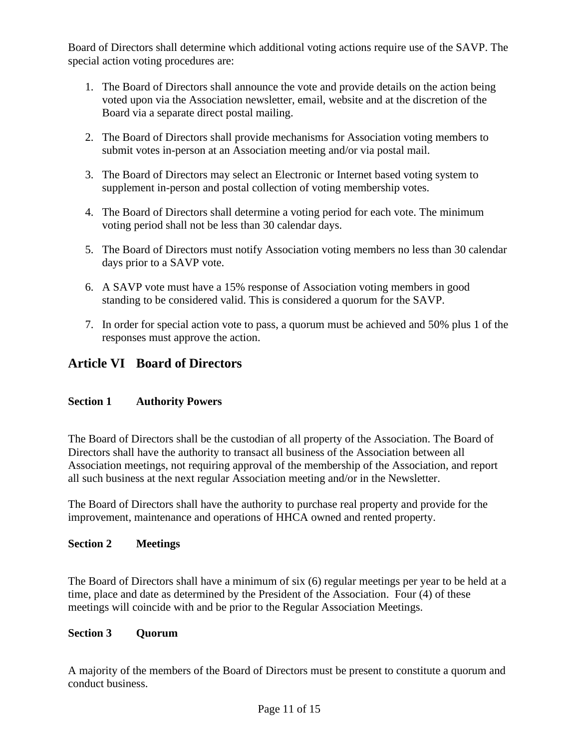Board of Directors shall determine which additional voting actions require use of the SAVP. The special action voting procedures are:

1. The Board of Directors shall announce the vote and provide details on the action being voted upon via the Association newsletter, email, website and at the discretion of the Board via a separate direct postal mailing.

2. The Board of Directors shall provide mechanisms for Association voting members to submit votes in-person at an Association meeting and/or via postal mail.

3. The Board of Directors may select an Electronic or Internet based voting system to supplement in-person and postal collection of voting membership votes.

4. The Board of Directors shall determine a voting period for each vote. The minimum voting period shall not be less than 30 calendar days.

5. The Board of Directors must notify Association voting members no less than 30 calendar days prior to a SAVP vote.

6. A SAVP vote must have a 15% response of Association voting members in good standing to be considered valid. This is considered a quorum for the SAVP.

7. In order for special action vote to pass, a quorum must be achieved and 50% plus 1 of the responses must approve the action.

## Article VI Board of Directors

### Section 1 Authority Powers

The Board of Directors shall be the custodian of all property of the Association. The Board of Directors shall have the authority to transact all business of the Association between all Association meetings, not requiring approval of the membership of the Association, and report all such business at the next regular Association meeting and/or in the Newsletter.

The Board of Directors shall have the authority to purchase real property and provide for the improvement, maintenance and operations of HHCA owned and rented property.

### Section 2 Meetings

The Board of Directors shall have a minimum of six (6) regular meetings per year to be held at a time, place and date as determined by the President of the Association. Four (4) of these meetings will coincide with and be prior to the Regular Association Meetings.

### Section 3 Quorum

A majority of the members of the Board of Directors must be present to constitute a quorum and conduct business.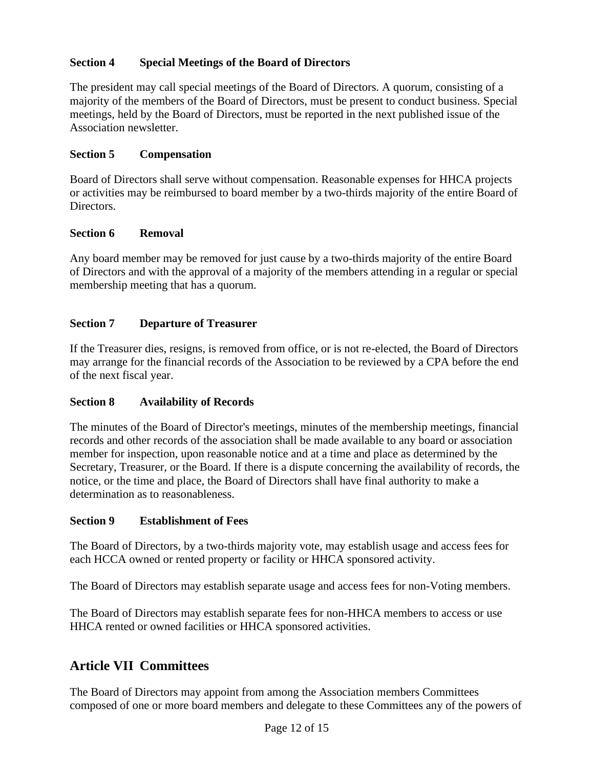### Section 4 Special Meetings of the Board of Directors

The president may call special meetings of the Board of Directors. A quorum, consisting of a majority of the members of the Board of Directors, must be present to conduct business. Special meetings, held by the Board of Directors, must be reported in the next published issue of the Association newsletter.

### Section 5 Compensation

Board of Directors shall serve without compensation. Reasonable expenses for HHCA projects or activities may be reimbursed to board member by a two-thirds majority of the entire Board of Directors.

### Section 6 Removal

Any board member may be removed for just cause by a two-thirds majority of the entire Board of Directors and with the approval of a majority of the members attending in a regular or special membership meeting that has a quorum.

### Section 7 Departure of Treasurer

If the Treasurer dies, resigns, is removed from office, or is not re-elected, the Board of Directors may arrange for the financial records of the Association to be reviewed by a CPA before the end of the next fiscal year.

### Section 8 Availability of Records

The minutes of the Board of Director's meetings, minutes of the membership meetings, financial records and other records of the association shall be made available to any board or association member for inspection, upon reasonable notice and at a time and place as determined by the Secretary, Treasurer, or the Board. If there is a dispute concerning the availability of records, the notice, or the time and place, the Board of Directors shall have final authority to make a determination as to reasonableness.

### Section 9 Establishment of Fees

The Board of Directors, by a two-thirds majority vote, may establish usage and access fees for each HCCA owned or rented property or facility or HHCA sponsored activity.

The Board of Directors may establish separate usage and access fees for non-Voting members.

The Board of Directors may establish separate fees for non-HHCA members to access or use HHCA rented or owned facilities or HHCA sponsored activities.

## Article VII Committees

The Board of Directors may appoint from among the Association members Committees composed of one or more board members and delegate to these Committees any of the powers of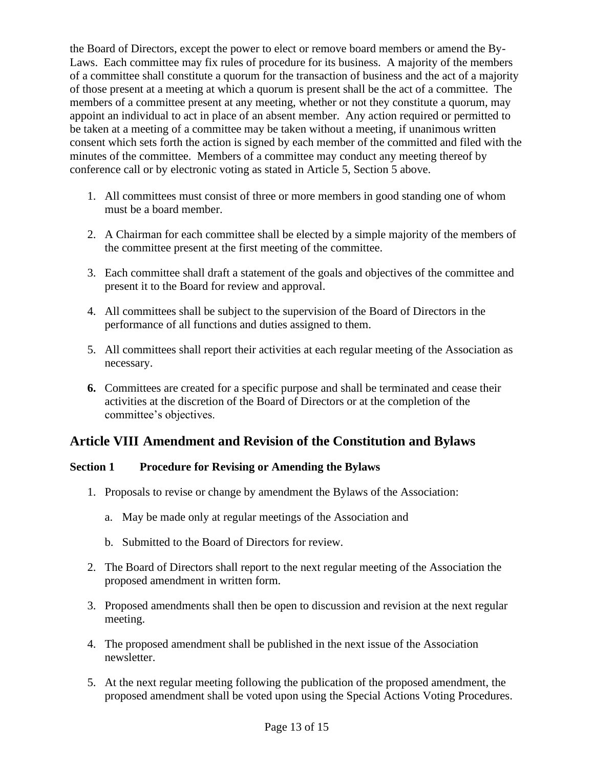the Board of Directors, except the power to elect or remove board members or amend the By-Laws. Each committee may fix rules of procedure for its business. A majority of the members of a committee shall constitute a quorum for the transaction of business and the act of a majority of those present at a meeting at which a quorum is present shall be the act of a committee. The members of a committee present at any meeting, whether or not they constitute a quorum, may appoint an individual to act in place of an absent member. Any action required or permitted to be taken at a meeting of a committee may be taken without a meeting, if unanimous written consent which sets forth the action is signed by each member of the committed and filed with the minutes of the committee. Members of a committee may conduct any meeting thereof by conference call or by electronic voting as stated in Article 5, Section 5 above.

1. All committees must consist of three or more members in good standing one of whom must be a board member.

2. A Chairman for each committee shall be elected by a simple majority of the members of the committee present at the first meeting of the committee.

3. Each committee shall draft a statement of the goals and objectives of the committee and present it to the Board for review and approval.

4. All committees shall be subject to the supervision of the Board of Directors in the performance of all functions and duties assigned to them.

5. All committees shall report their activities at each regular meeting of the Association as necessary.

6. Committees are created for a specific purpose and shall be terminated and cease their activities at the discretion of the Board of Directors or at the completion of the committee's objectives.

## Article VIII Amendment and Revision of the Constitution and Bylaws

### Section 1 Procedure for Revising or Amending the Bylaws

1. Proposals to revise or change by amendment the Bylaws of the Association:

   a. May be made only at regular meetings of the Association and

   b. Submitted to the Board of Directors for review.

2. The Board of Directors shall report to the next regular meeting of the Association the proposed amendment in written form.

3. Proposed amendments shall then be open to discussion and revision at the next regular meeting.

4. The proposed amendment shall be published in the next issue of the Association newsletter.

5. At the next regular meeting following the publication of the proposed amendment, the proposed amendment shall be voted upon using the Special Actions Voting Procedures.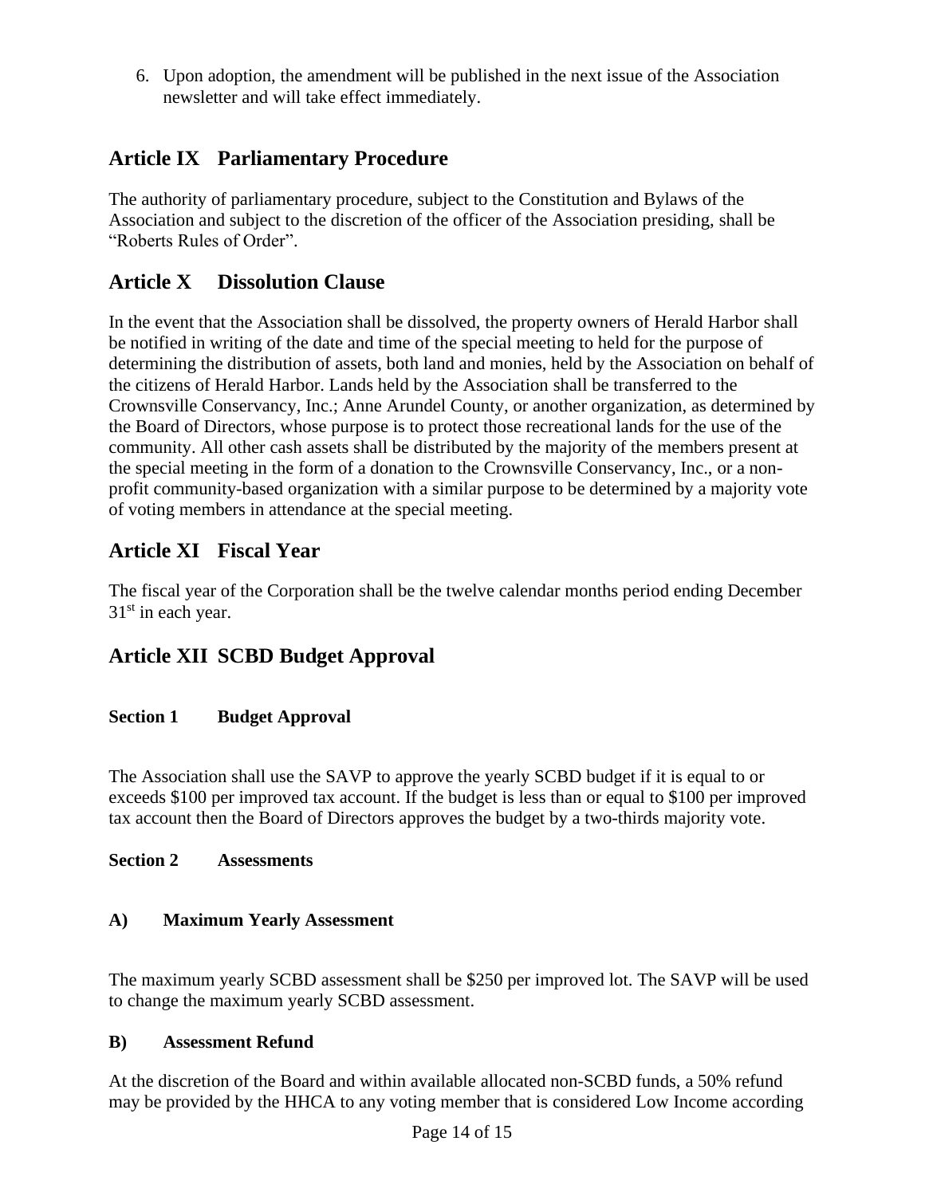6. Upon adoption, the amendment will be published in the next issue of the Association newsletter and will take effect immediately.

## Article IX Parliamentary Procedure

The authority of parliamentary procedure, subject to the Constitution and Bylaws of the Association and subject to the discretion of the officer of the Association presiding, shall be "Roberts Rules of Order".

## Article X Dissolution Clause

In the event that the Association shall be dissolved, the property owners of Herald Harbor shall be notified in writing of the date and time of the special meeting to held for the purpose of determining the distribution of assets, both land and monies, held by the Association on behalf of the citizens of Herald Harbor. Lands held by the Association shall be transferred to the Crownsville Conservancy, Inc.; Anne Arundel County, or another organization, as determined by the Board of Directors, whose purpose is to protect those recreational lands for the use of the community. All other cash assets shall be distributed by the majority of the members present at the special meeting in the form of a donation to the Crownsville Conservancy, Inc., or a non-profit community-based organization with a similar purpose to be determined by a majority vote of voting members in attendance at the special meeting.

## Article XI Fiscal Year

The fiscal year of the Corporation shall be the twelve calendar months period ending December 31st in each year.

## Article XII SCBD Budget Approval

### Section 1 Budget Approval

The Association shall use the SAVP to approve the yearly SCBD budget if it is equal to or exceeds $100 per improved tax account. If the budget is less than or equal to $100 per improved tax account then the Board of Directors approves the budget by a two-thirds majority vote.

### Section 2 Assessments

#### A) Maximum Yearly Assessment

The maximum yearly SCBD assessment shall be $250 per improved lot. The SAVP will be used to change the maximum yearly SCBD assessment.

#### B) Assessment Refund

At the discretion of the Board and within available allocated non-SCBD funds, a 50% refund may be provided by the HHCA to any voting member that is considered Low Income according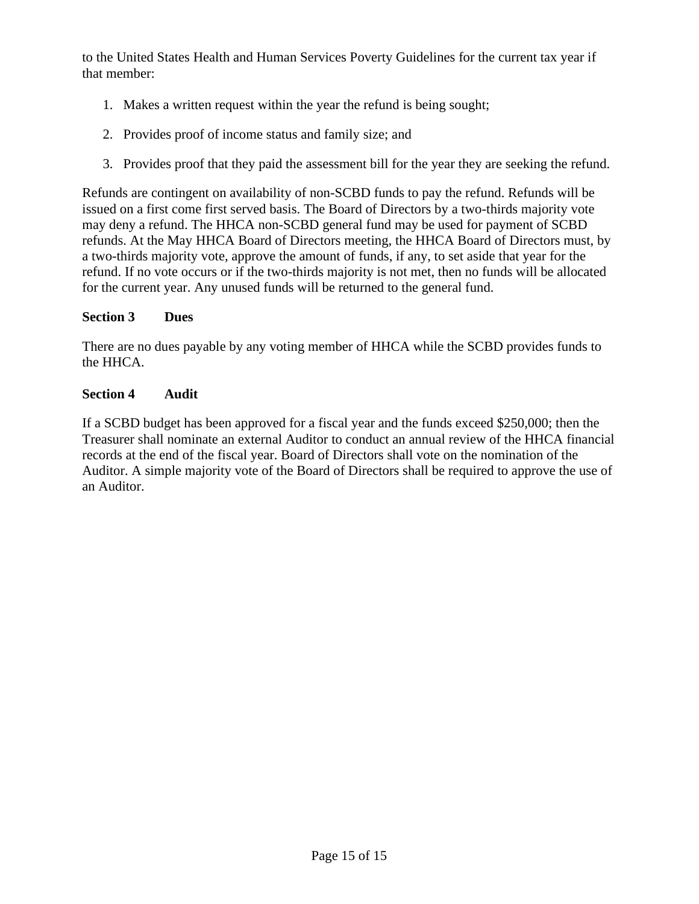to the United States Health and Human Services Poverty Guidelines for the current tax year if that member:

1. Makes a written request within the year the refund is being sought;
2. Provides proof of income status and family size; and
3. Provides proof that they paid the assessment bill for the year they are seeking the refund.

Refunds are contingent on availability of non-SCBD funds to pay the refund. Refunds will be issued on a first come first served basis. The Board of Directors by a two-thirds majority vote may deny a refund. The HHCA non-SCBD general fund may be used for payment of SCBD refunds. At the May HHCA Board of Directors meeting, the HHCA Board of Directors must, by a two-thirds majority vote, approve the amount of funds, if any, to set aside that year for the refund. If no vote occurs or if the two-thirds majority is not met, then no funds will be allocated for the current year. Any unused funds will be returned to the general fund.

**Section 3 Dues**

There are no dues payable by any voting member of HHCA while the SCBD provides funds to the HHCA.

**Section 4 Audit**

If a SCBD budget has been approved for a fiscal year and the funds exceed $250,000; then the Treasurer shall nominate an external Auditor to conduct an annual review of the HHCA financial records at the end of the fiscal year. Board of Directors shall vote on the nomination of the Auditor. A simple majority vote of the Board of Directors shall be required to approve the use of an Auditor.